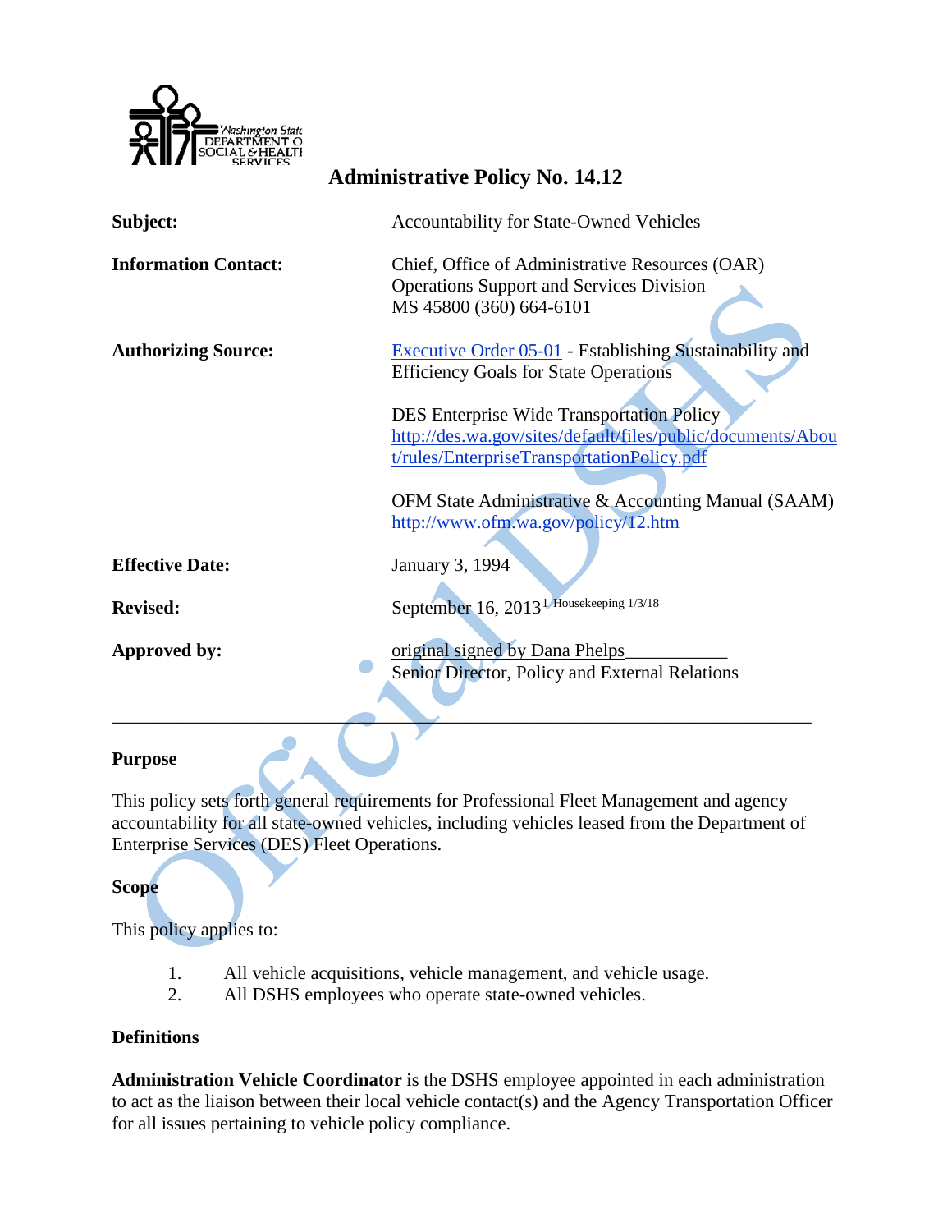# Administrative Policy No. 14.12

| | |
|---|---|
| **Subject:** | Accountability for State-Owned Vehicles |
| **Information Contact:** | Chief, Office of Administrative Resources (OAR)<br>Operations Support and Services Division<br>MS 45800 (360) 664-6101 |
| **Authorizing Source:** | Executive Order 05-01 - Establishing Sustainability and Efficiency Goals for State Operations<br><br>DES Enterprise Wide Transportation Policy<br>http://des.wa.gov/sites/default/files/public/documents/About/rules/EnterpriseTransportationPolicy.pdf<br><br>OFM State Administrative & Accounting Manual (SAAM)<br>http://www.ofm.wa.gov/policy/12.htm |
| **Effective Date:** | January 3, 1994 |
| **Revised:** | September 16, 2013[1] Housekeeping 1/3/18 |
| **Approved by:** | original signed by Dana Phelps___________<br>Senior Director, Policy and External Relations |

---

## Purpose

This policy sets forth general requirements for Professional Fleet Management and agency accountability for all state-owned vehicles, including vehicles leased from the Department of Enterprise Services (DES) Fleet Operations.

## Scope

This policy applies to:

1. All vehicle acquisitions, vehicle management, and vehicle usage.
2. All DSHS employees who operate state-owned vehicles.

## Definitions

**Administration Vehicle Coordinator** is the DSHS employee appointed in each administration to act as the liaison between their local vehicle contact(s) and the Agency Transportation Officer for all issues pertaining to vehicle policy compliance.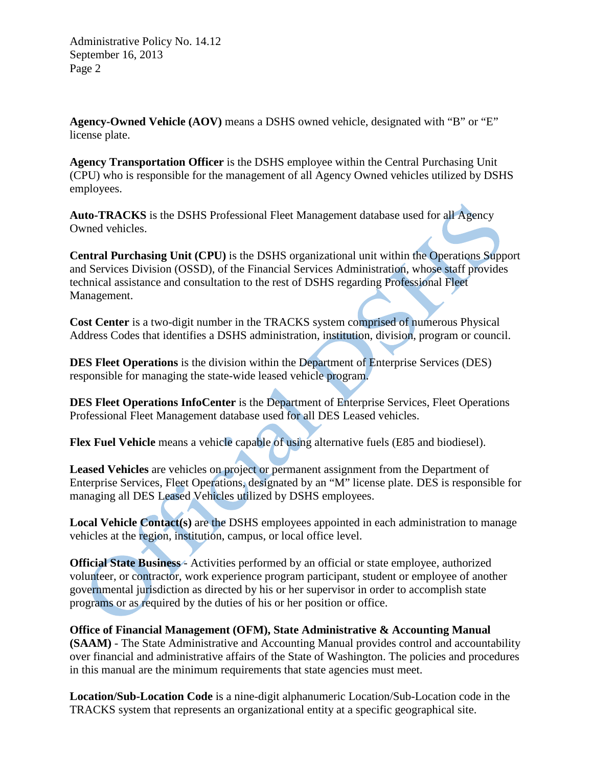**Agency-Owned Vehicle (AOV)** means a DSHS owned vehicle, designated with "B" or "E" license plate.

**Agency Transportation Officer** is the DSHS employee within the Central Purchasing Unit (CPU) who is responsible for the management of all Agency Owned vehicles utilized by DSHS employees.

**Auto-TRACKS** is the DSHS Professional Fleet Management database used for all Agency Owned vehicles.

**Central Purchasing Unit (CPU)** is the DSHS organizational unit within the Operations Support and Services Division (OSSD), of the Financial Services Administration, whose staff provides technical assistance and consultation to the rest of DSHS regarding Professional Fleet Management.

**Cost Center** is a two-digit number in the TRACKS system comprised of numerous Physical Address Codes that identifies a DSHS administration, institution, division, program or council.

**DES Fleet Operations** is the division within the Department of Enterprise Services (DES) responsible for managing the state-wide leased vehicle program.

**DES Fleet Operations InfoCenter** is the Department of Enterprise Services, Fleet Operations Professional Fleet Management database used for all DES Leased vehicles.

**Flex Fuel Vehicle** means a vehicle capable of using alternative fuels (E85 and biodiesel).

**Leased Vehicles** are vehicles on project or permanent assignment from the Department of Enterprise Services, Fleet Operations, designated by an "M" license plate. DES is responsible for managing all DES Leased Vehicles utilized by DSHS employees.

**Local Vehicle Contact(s)** are the DSHS employees appointed in each administration to manage vehicles at the region, institution, campus, or local office level.

**Official State Business** - Activities performed by an official or state employee, authorized volunteer, or contractor, work experience program participant, student or employee of another governmental jurisdiction as directed by his or her supervisor in order to accomplish state programs or as required by the duties of his or her position or office.

**Office of Financial Management (OFM), State Administrative & Accounting Manual (SAAM)** - The State Administrative and Accounting Manual provides control and accountability over financial and administrative affairs of the State of Washington. The policies and procedures in this manual are the minimum requirements that state agencies must meet.

**Location/Sub-Location Code** is a nine-digit alphanumeric Location/Sub-Location code in the TRACKS system that represents an organizational entity at a specific geographical site.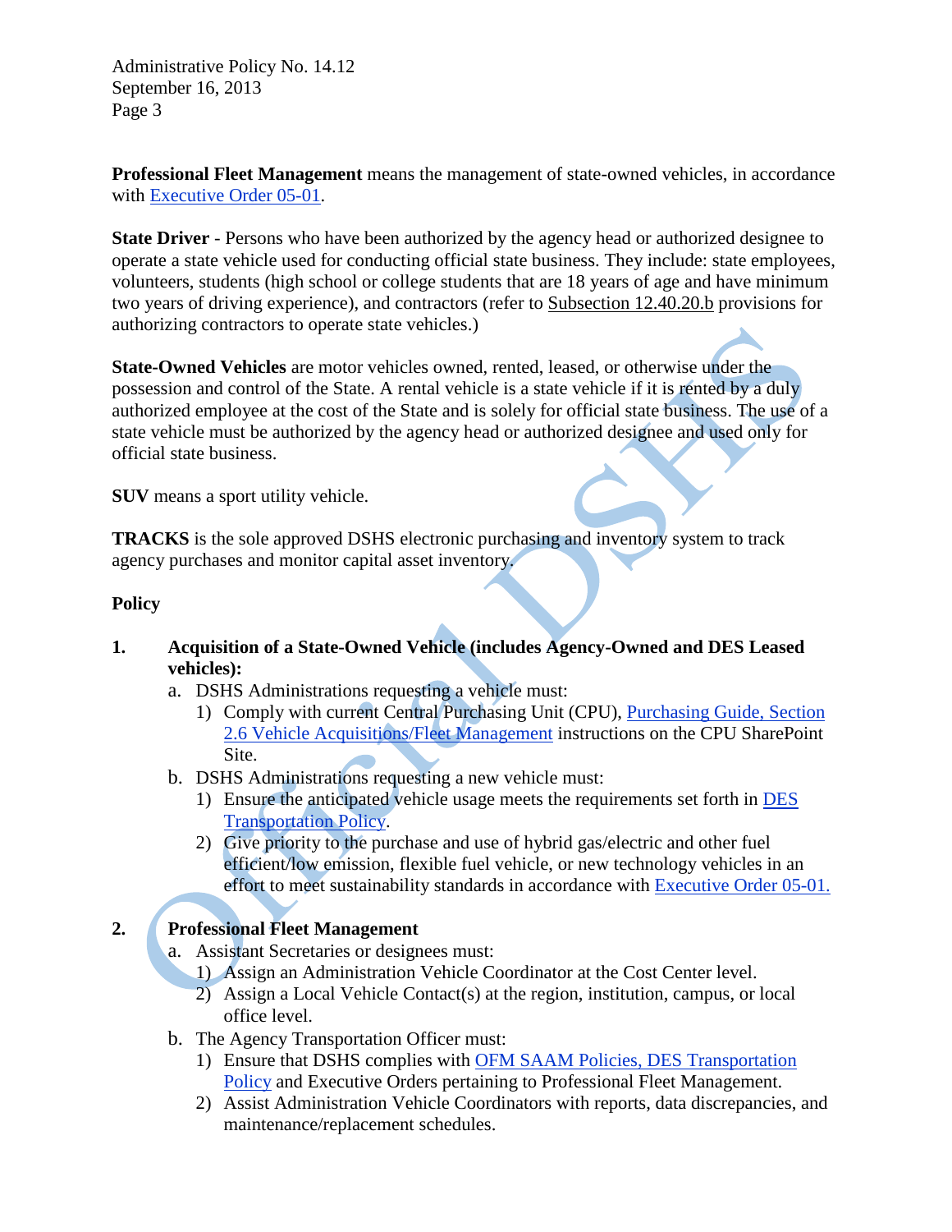**Professional Fleet Management** means the management of state-owned vehicles, in accordance with Executive Order 05-01.

**State Driver** - Persons who have been authorized by the agency head or authorized designee to operate a state vehicle used for conducting official state business. They include: state employees, volunteers, students (high school or college students that are 18 years of age and have minimum two years of driving experience), and contractors (refer to Subsection 12.40.20.b provisions for authorizing contractors to operate state vehicles.)

**State-Owned Vehicles** are motor vehicles owned, rented, leased, or otherwise under the possession and control of the State. A rental vehicle is a state vehicle if it is rented by a duly authorized employee at the cost of the State and is solely for official state business. The use of a state vehicle must be authorized by the agency head or authorized designee and used only for official state business.

**SUV** means a sport utility vehicle.

**TRACKS** is the sole approved DSHS electronic purchasing and inventory system to track agency purchases and monitor capital asset inventory.

## Policy

1. **Acquisition of a State-Owned Vehicle (includes Agency-Owned and DES Leased vehicles):**
   a. DSHS Administrations requesting a vehicle must:
      1) Comply with current Central Purchasing Unit (CPU), Purchasing Guide, Section 2.6 Vehicle Acquisitions/Fleet Management instructions on the CPU SharePoint Site.

   b. DSHS Administrations requesting a new vehicle must:
      1) Ensure the anticipated vehicle usage meets the requirements set forth in DES Transportation Policy.
      2) Give priority to the purchase and use of hybrid gas/electric and other fuel efficient/low emission, flexible fuel vehicle, or new technology vehicles in an effort to meet sustainability standards in accordance with Executive Order 05-01.

2. **Professional Fleet Management**
   a. Assistant Secretaries or designees must:
      1) Assign an Administration Vehicle Coordinator at the Cost Center level.
      2) Assign a Local Vehicle Contact(s) at the region, institution, campus, or local office level.

   b. The Agency Transportation Officer must:
      1) Ensure that DSHS complies with OFM SAAM Policies, DES Transportation Policy and Executive Orders pertaining to Professional Fleet Management.
      2) Assist Administration Vehicle Coordinators with reports, data discrepancies, and maintenance/replacement schedules.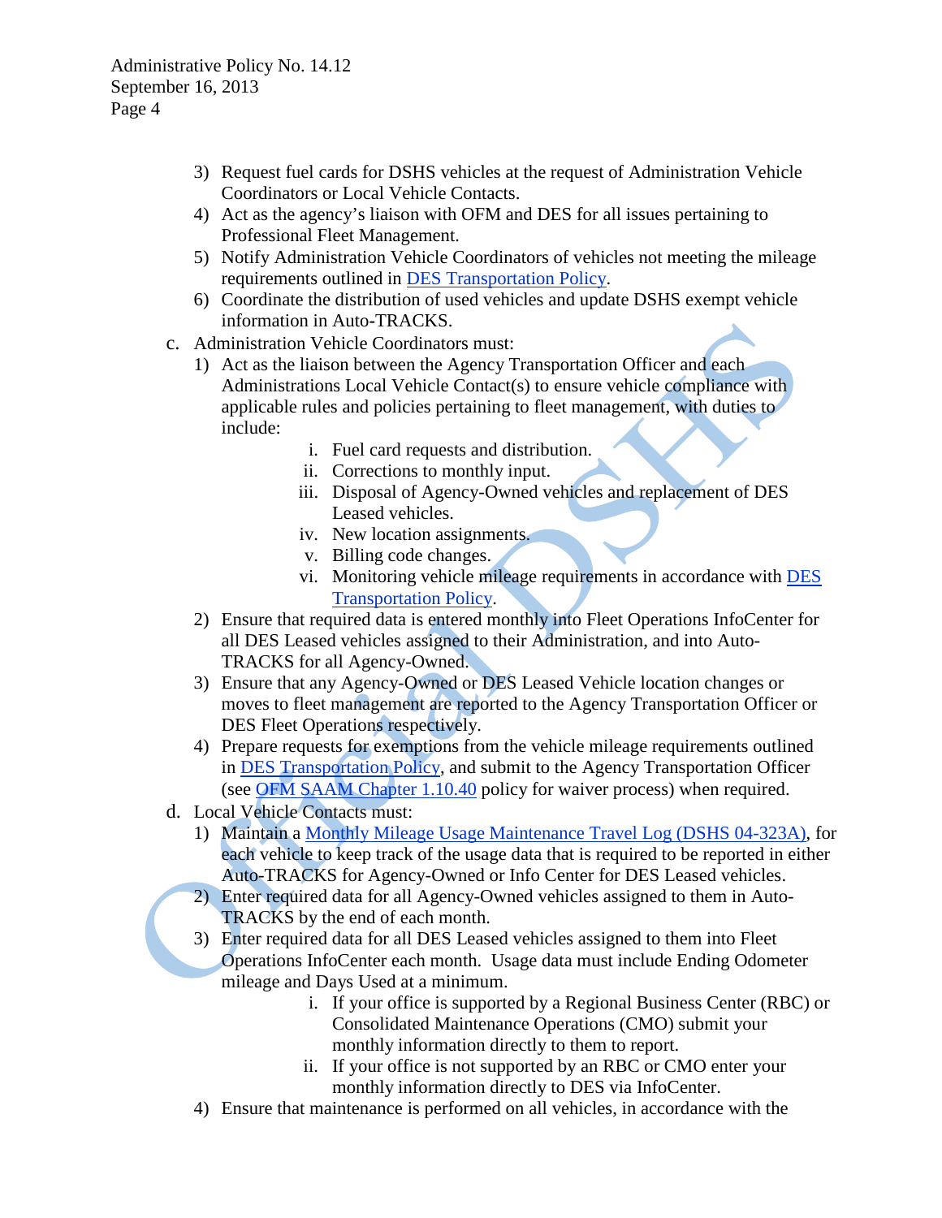3) Request fuel cards for DSHS vehicles at the request of Administration Vehicle Coordinators or Local Vehicle Contacts.
4) Act as the agency's liaison with OFM and DES for all issues pertaining to Professional Fleet Management.
5) Notify Administration Vehicle Coordinators of vehicles not meeting the mileage requirements outlined in DES Transportation Policy.
6) Coordinate the distribution of used vehicles and update DSHS exempt vehicle information in Auto-TRACKS.

c. Administration Vehicle Coordinators must:
   1) Act as the liaison between the Agency Transportation Officer and each Administrations Local Vehicle Contact(s) to ensure vehicle compliance with applicable rules and policies pertaining to fleet management, with duties to include:
      i. Fuel card requests and distribution.
      ii. Corrections to monthly input.
      iii. Disposal of Agency-Owned vehicles and replacement of DES Leased vehicles.
      iv. New location assignments.
      v. Billing code changes.
      vi. Monitoring vehicle mileage requirements in accordance with DES Transportation Policy.
   2) Ensure that required data is entered monthly into Fleet Operations InfoCenter for all DES Leased vehicles assigned to their Administration, and into Auto-TRACKS for all Agency-Owned.
   3) Ensure that any Agency-Owned or DES Leased Vehicle location changes or moves to fleet management are reported to the Agency Transportation Officer or DES Fleet Operations respectively.
   4) Prepare requests for exemptions from the vehicle mileage requirements outlined in DES Transportation Policy, and submit to the Agency Transportation Officer (see OFM SAAM Chapter 1.10.40 policy for waiver process) when required.

d. Local Vehicle Contacts must:
   1) Maintain a Monthly Mileage Usage Maintenance Travel Log (DSHS 04-323A), for each vehicle to keep track of the usage data that is required to be reported in either Auto-TRACKS for Agency-Owned or Info Center for DES Leased vehicles.
   2) Enter required data for all Agency-Owned vehicles assigned to them in Auto-TRACKS by the end of each month.
   3) Enter required data for all DES Leased vehicles assigned to them into Fleet Operations InfoCenter each month. Usage data must include Ending Odometer mileage and Days Used at a minimum.
      i. If your office is supported by a Regional Business Center (RBC) or Consolidated Maintenance Operations (CMO) submit your monthly information directly to them to report.
      ii. If your office is not supported by an RBC or CMO enter your monthly information directly to DES via InfoCenter.
   4) Ensure that maintenance is performed on all vehicles, in accordance with the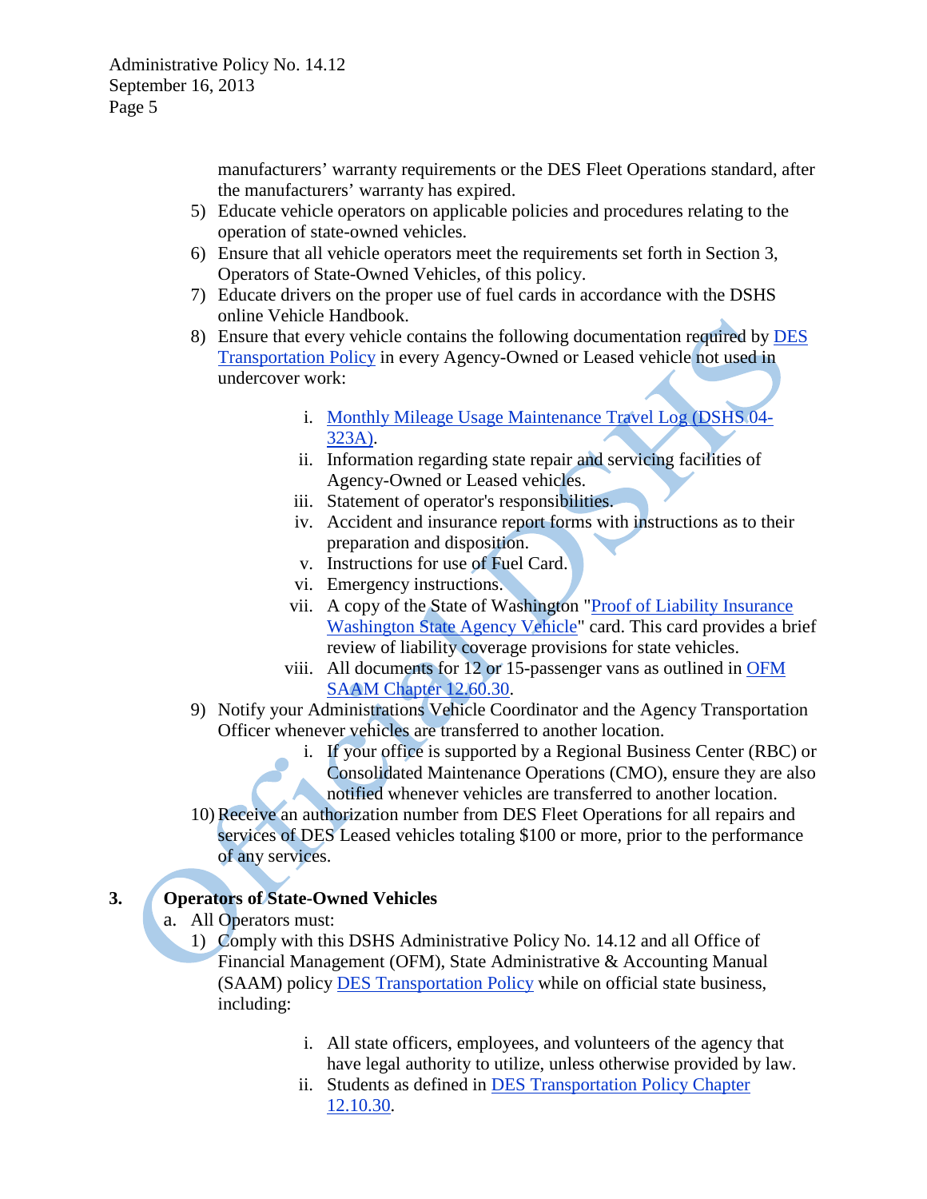manufacturers' warranty requirements or the DES Fleet Operations standard, after the manufacturers' warranty has expired.

5) Educate vehicle operators on applicable policies and procedures relating to the operation of state-owned vehicles.
6) Ensure that all vehicle operators meet the requirements set forth in Section 3, Operators of State-Owned Vehicles, of this policy.
7) Educate drivers on the proper use of fuel cards in accordance with the DSHS online Vehicle Handbook.
8) Ensure that every vehicle contains the following documentation required by DES Transportation Policy in every Agency-Owned or Leased vehicle not used in undercover work:

    i. Monthly Mileage Usage Maintenance Travel Log (DSHS 04-323A).
    ii. Information regarding state repair and servicing facilities of Agency-Owned or Leased vehicles.
    iii. Statement of operator's responsibilities.
    iv. Accident and insurance report forms with instructions as to their preparation and disposition.
    v. Instructions for use of Fuel Card.
    vi. Emergency instructions.
    vii. A copy of the State of Washington "Proof of Liability Insurance Washington State Agency Vehicle" card. This card provides a brief review of liability coverage provisions for state vehicles.
    viii. All documents for 12 or 15-passenger vans as outlined in OFM SAAM Chapter 12.60.30.

9) Notify your Administrations Vehicle Coordinator and the Agency Transportation Officer whenever vehicles are transferred to another location.
    i. If your office is supported by a Regional Business Center (RBC) or Consolidated Maintenance Operations (CMO), ensure they are also notified whenever vehicles are transferred to another location.
10) Receive an authorization number from DES Fleet Operations for all repairs and services of DES Leased vehicles totaling $100 or more, prior to the performance of any services.

## 3. Operators of State-Owned Vehicles

a. All Operators must:

1) Comply with this DSHS Administrative Policy No. 14.12 and all Office of Financial Management (OFM), State Administrative & Accounting Manual (SAAM) policy DES Transportation Policy while on official state business, including:

    i. All state officers, employees, and volunteers of the agency that have legal authority to utilize, unless otherwise provided by law.
    ii. Students as defined in DES Transportation Policy Chapter 12.10.30.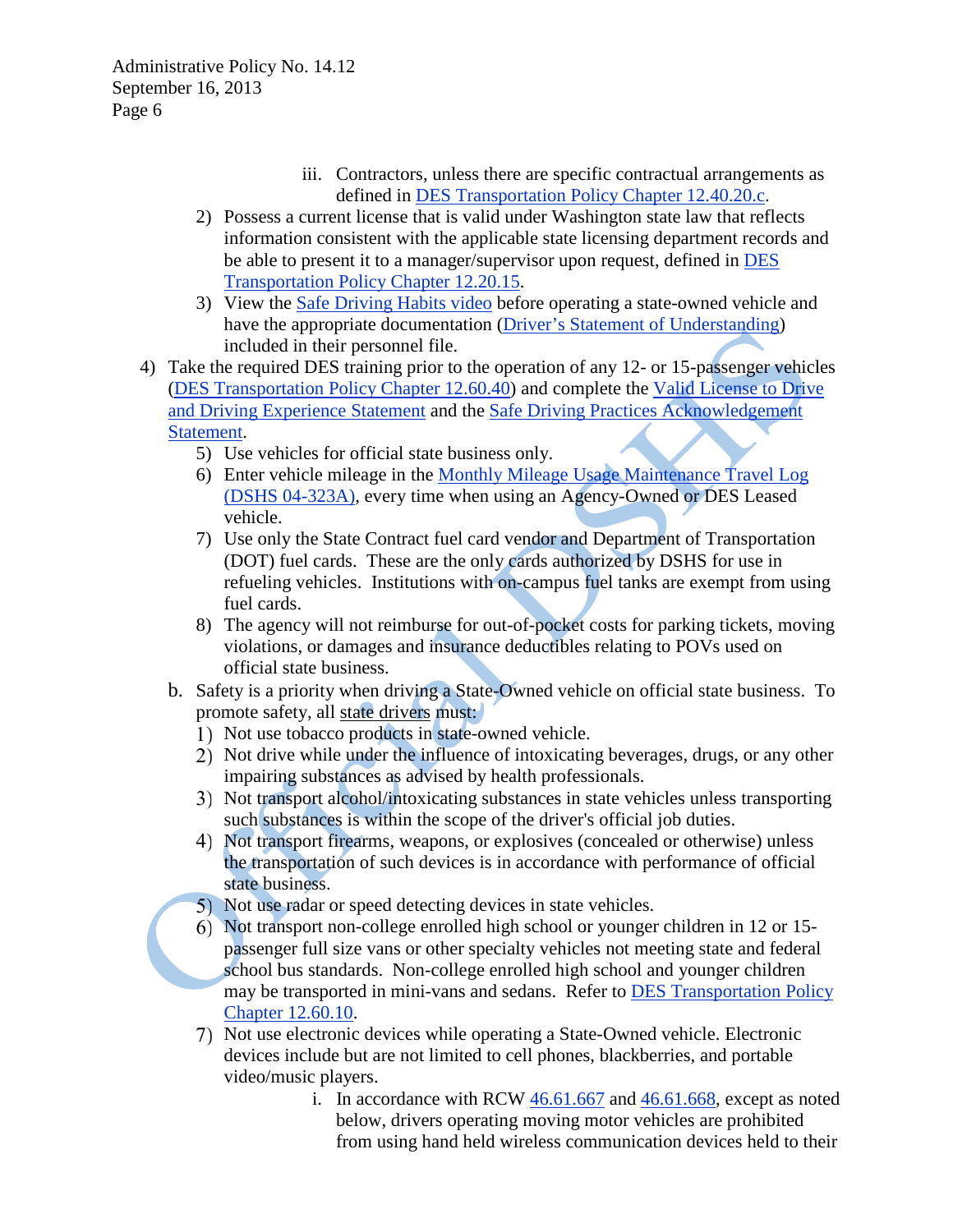iii. Contractors, unless there are specific contractual arrangements as defined in DES Transportation Policy Chapter 12.40.20.c.

2) Possess a current license that is valid under Washington state law that reflects information consistent with the applicable state licensing department records and be able to present it to a manager/supervisor upon request, defined in DES Transportation Policy Chapter 12.20.15.
3) View the Safe Driving Habits video before operating a state-owned vehicle and have the appropriate documentation (Driver's Statement of Understanding) included in their personnel file.
4) Take the required DES training prior to the operation of any 12- or 15-passenger vehicles (DES Transportation Policy Chapter 12.60.40) and complete the Valid License to Drive and Driving Experience Statement and the Safe Driving Practices Acknowledgement Statement.
5) Use vehicles for official state business only.
6) Enter vehicle mileage in the Monthly Mileage Usage Maintenance Travel Log (DSHS 04-323A), every time when using an Agency-Owned or DES Leased vehicle.
7) Use only the State Contract fuel card vendor and Department of Transportation (DOT) fuel cards. These are the only cards authorized by DSHS for use in refueling vehicles. Institutions with on-campus fuel tanks are exempt from using fuel cards.
8) The agency will not reimburse for out-of-pocket costs for parking tickets, moving violations, or damages and insurance deductibles relating to POVs used on official state business.

b. Safety is a priority when driving a State-Owned vehicle on official state business. To promote safety, all state drivers must:

1) Not use tobacco products in state-owned vehicle.
2) Not drive while under the influence of intoxicating beverages, drugs, or any other impairing substances as advised by health professionals.
3) Not transport alcohol/intoxicating substances in state vehicles unless transporting such substances is within the scope of the driver's official job duties.
4) Not transport firearms, weapons, or explosives (concealed or otherwise) unless the transportation of such devices is in accordance with performance of official state business.
5) Not use radar or speed detecting devices in state vehicles.
6) Not transport non-college enrolled high school or younger children in 12 or 15-passenger full size vans or other specialty vehicles not meeting state and federal school bus standards. Non-college enrolled high school and younger children may be transported in mini-vans and sedans. Refer to DES Transportation Policy Chapter 12.60.10.
7) Not use electronic devices while operating a State-Owned vehicle. Electronic devices include but are not limited to cell phones, blackberries, and portable video/music players.

i. In accordance with RCW 46.61.667 and 46.61.668, except as noted below, drivers operating moving motor vehicles are prohibited from using hand held wireless communication devices held to their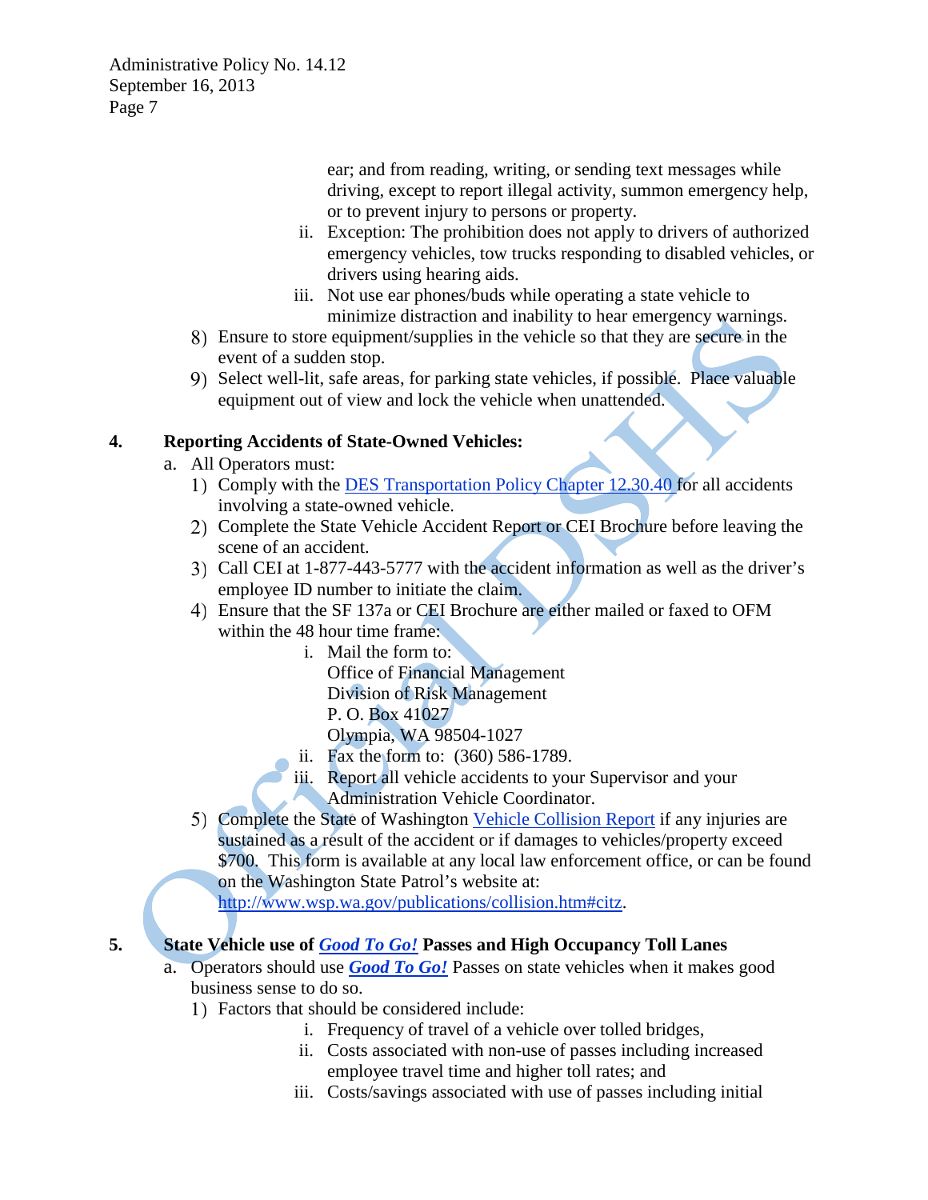ear; and from reading, writing, or sending text messages while driving, except to report illegal activity, summon emergency help, or to prevent injury to persons or property.

   ii. Exception: The prohibition does not apply to drivers of authorized emergency vehicles, tow trucks responding to disabled vehicles, or drivers using hearing aids.

   iii. Not use ear phones/buds while operating a state vehicle to minimize distraction and inability to hear emergency warnings.

8) Ensure to store equipment/supplies in the vehicle so that they are secure in the event of a sudden stop.

9) Select well-lit, safe areas, for parking state vehicles, if possible. Place valuable equipment out of view and lock the vehicle when unattended.

**4. Reporting Accidents of State-Owned Vehicles:**

a. All Operators must:

1) Comply with the [DES Transportation Policy Chapter 12.30.40](#) for all accidents involving a state-owned vehicle.

2) Complete the State Vehicle Accident Report or CEI Brochure before leaving the scene of an accident.

3) Call CEI at 1-877-443-5777 with the accident information as well as the driver's employee ID number to initiate the claim.

4) Ensure that the SF 137a or CEI Brochure are either mailed or faxed to OFM within the 48 hour time frame:

   i. Mail the form to:
   Office of Financial Management
   Division of Risk Management
   P. O. Box 41027
   Olympia, WA 98504-1027

   ii. Fax the form to: (360) 586-1789.

   iii. Report all vehicle accidents to your Supervisor and your Administration Vehicle Coordinator.

5) Complete the State of Washington [Vehicle Collision Report](#) if any injuries are sustained as a result of the accident or if damages to vehicles/property exceed $700. This form is available at any local law enforcement office, or can be found on the Washington State Patrol's website at: http://www.wsp.wa.gov/publications/collision.htm#citz.

**5. State Vehicle use of *Good To Go!* Passes and High Occupancy Toll Lanes**

a. Operators should use ***Good To Go!*** Passes on state vehicles when it makes good business sense to do so.

1) Factors that should be considered include:

   i. Frequency of travel of a vehicle over tolled bridges,

   ii. Costs associated with non-use of passes including increased employee travel time and higher toll rates; and

   iii. Costs/savings associated with use of passes including initial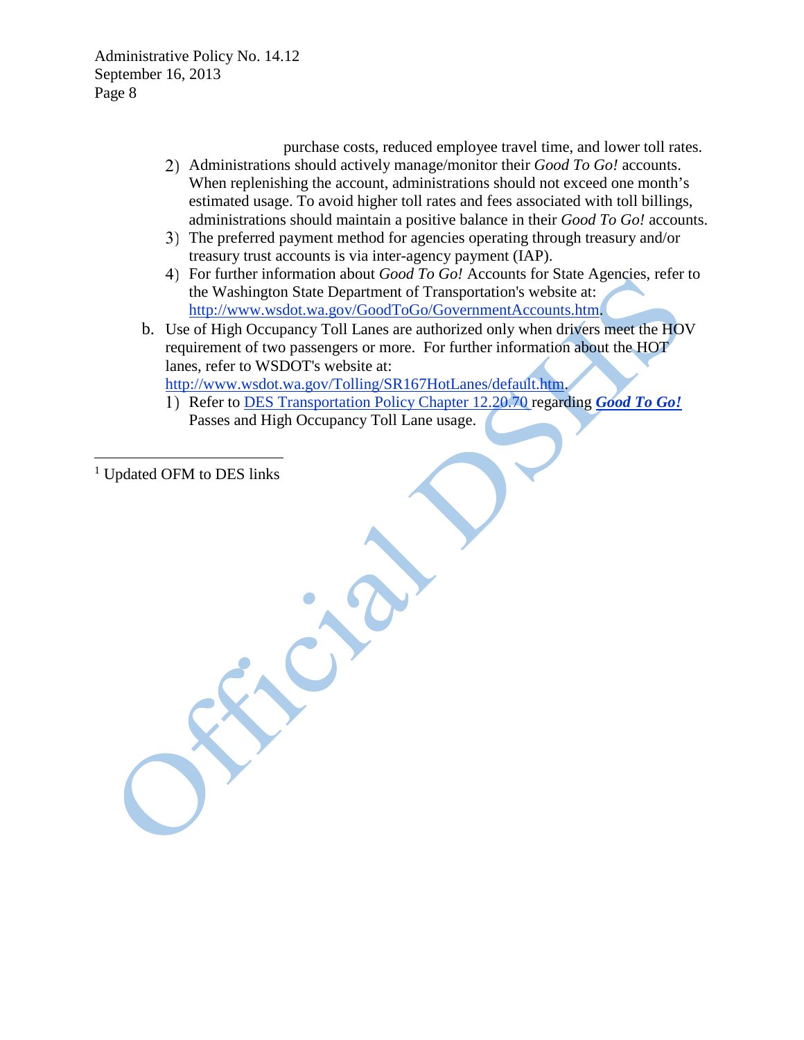purchase costs, reduced employee travel time, and lower toll rates.

2) Administrations should actively manage/monitor their *Good To Go!* accounts. When replenishing the account, administrations should not exceed one month's estimated usage. To avoid higher toll rates and fees associated with toll billings, administrations should maintain a positive balance in their *Good To Go!* accounts.
3) The preferred payment method for agencies operating through treasury and/or treasury trust accounts is via inter-agency payment (IAP).
4) For further information about *Good To Go!* Accounts for State Agencies, refer to the Washington State Department of Transportation's website at: http://www.wsdot.wa.gov/GoodToGo/GovernmentAccounts.htm.

b. Use of High Occupancy Toll Lanes are authorized only when drivers meet the HOV requirement of two passengers or more. For further information about the HOT lanes, refer to WSDOT's website at: http://www.wsdot.wa.gov/Tolling/SR167HotLanes/default.htm.

   1) Refer to DES Transportation Policy Chapter 12.20.70 regarding ***Good To Go!*** Passes and High Occupancy Toll Lane usage.

---

[1] Updated OFM to DES links